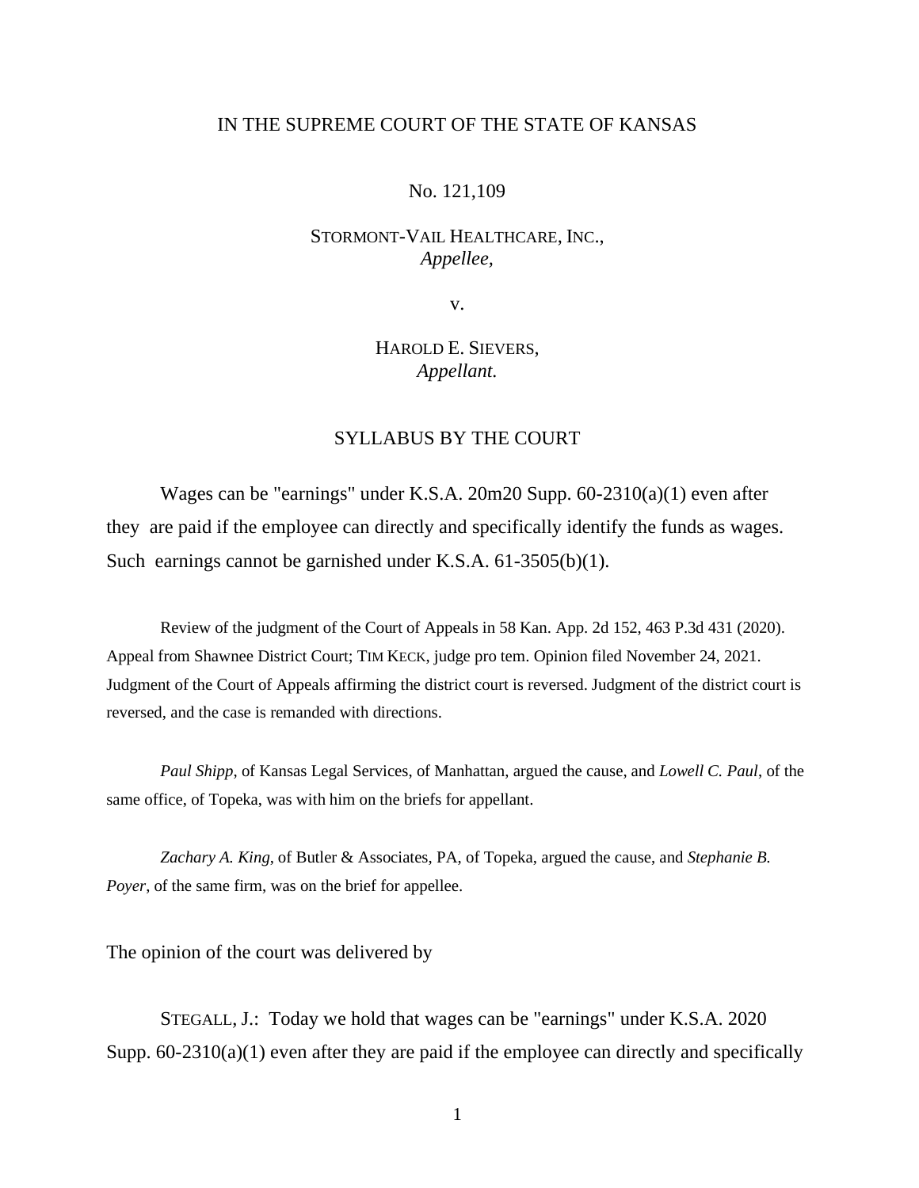IN THE SUPREME COURT OF THE STATE OF KANSAS

No. 121,109

STORMONT-VAIL HEALTHCARE, INC.,
*Appellee,*

v.

HAROLD E. SIEVERS,
*Appellant.*

SYLLABUS BY THE COURT

Wages can be "earnings" under K.S.A. 20m20 Supp. 60-2310(a)(1) even after they are paid if the employee can directly and specifically identify the funds as wages. Such earnings cannot be garnished under K.S.A. 61-3505(b)(1).

Review of the judgment of the Court of Appeals in 58 Kan. App. 2d 152, 463 P.3d 431 (2020). Appeal from Shawnee District Court; TIM KECK, judge pro tem. Opinion filed November 24, 2021. Judgment of the Court of Appeals affirming the district court is reversed. Judgment of the district court is reversed, and the case is remanded with directions.

*Paul Shipp*, of Kansas Legal Services, of Manhattan, argued the cause, and *Lowell C. Paul*, of the same office, of Topeka, was with him on the briefs for appellant.

*Zachary A. King*, of Butler & Associates, PA, of Topeka, argued the cause, and *Stephanie B. Poyer*, of the same firm, was on the brief for appellee.

The opinion of the court was delivered by

STEGALL, J.: Today we hold that wages can be "earnings" under K.S.A. 2020 Supp. 60-2310(a)(1) even after they are paid if the employee can directly and specifically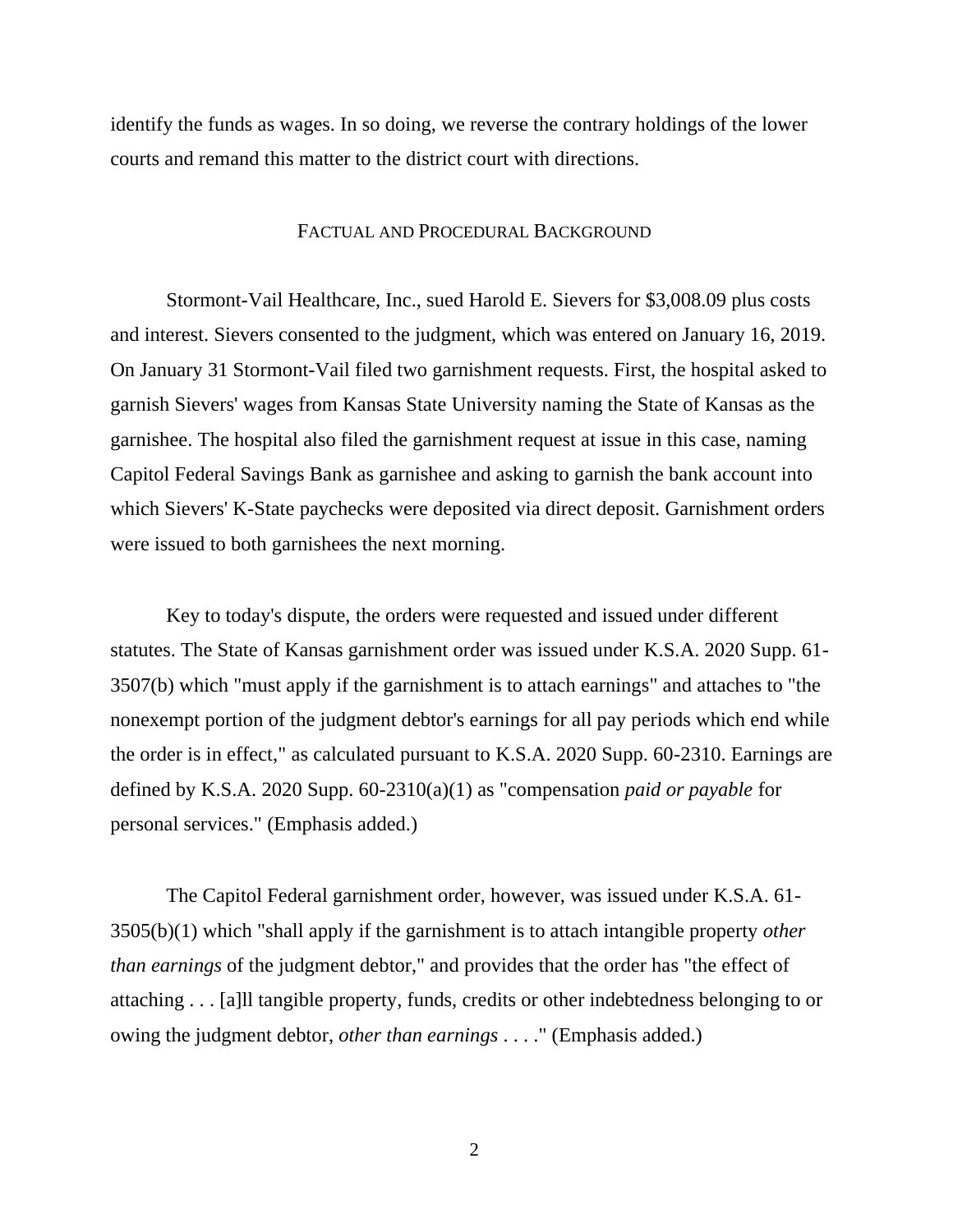identify the funds as wages. In so doing, we reverse the contrary holdings of the lower courts and remand this matter to the district court with directions.

## FACTUAL AND PROCEDURAL BACKGROUND

Stormont-Vail Healthcare, Inc., sued Harold E. Sievers for $3,008.09 plus costs and interest. Sievers consented to the judgment, which was entered on January 16, 2019. On January 31 Stormont-Vail filed two garnishment requests. First, the hospital asked to garnish Sievers' wages from Kansas State University naming the State of Kansas as the garnishee. The hospital also filed the garnishment request at issue in this case, naming Capitol Federal Savings Bank as garnishee and asking to garnish the bank account into which Sievers' K-State paychecks were deposited via direct deposit. Garnishment orders were issued to both garnishees the next morning.

Key to today's dispute, the orders were requested and issued under different statutes. The State of Kansas garnishment order was issued under K.S.A. 2020 Supp. 61-3507(b) which "must apply if the garnishment is to attach earnings" and attaches to "the nonexempt portion of the judgment debtor's earnings for all pay periods which end while the order is in effect," as calculated pursuant to K.S.A. 2020 Supp. 60-2310. Earnings are defined by K.S.A. 2020 Supp. 60-2310(a)(1) as "compensation *paid or payable* for personal services." (Emphasis added.)

The Capitol Federal garnishment order, however, was issued under K.S.A. 61-3505(b)(1) which "shall apply if the garnishment is to attach intangible property *other than earnings* of the judgment debtor," and provides that the order has "the effect of attaching . . . [a]ll tangible property, funds, credits or other indebtedness belonging to or owing the judgment debtor, *other than earnings* . . . ." (Emphasis added.)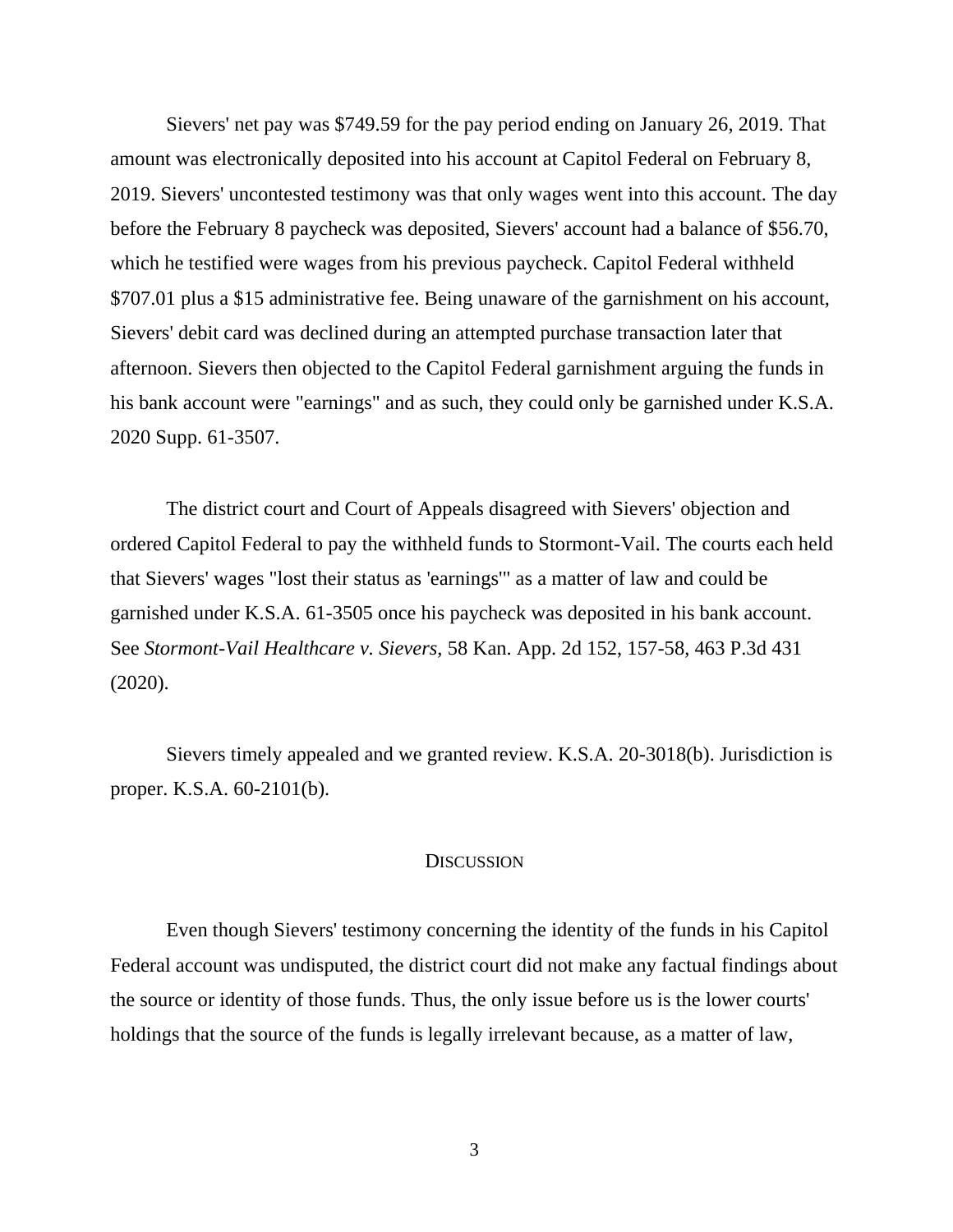Sievers' net pay was $749.59 for the pay period ending on January 26, 2019. That amount was electronically deposited into his account at Capitol Federal on February 8, 2019. Sievers' uncontested testimony was that only wages went into this account. The day before the February 8 paycheck was deposited, Sievers' account had a balance of $56.70, which he testified were wages from his previous paycheck. Capitol Federal withheld $707.01 plus a $15 administrative fee. Being unaware of the garnishment on his account, Sievers' debit card was declined during an attempted purchase transaction later that afternoon. Sievers then objected to the Capitol Federal garnishment arguing the funds in his bank account were "earnings" and as such, they could only be garnished under K.S.A. 2020 Supp. 61-3507.

The district court and Court of Appeals disagreed with Sievers' objection and ordered Capitol Federal to pay the withheld funds to Stormont-Vail. The courts each held that Sievers' wages "lost their status as 'earnings'" as a matter of law and could be garnished under K.S.A. 61-3505 once his paycheck was deposited in his bank account. See *Stormont-Vail Healthcare v. Sievers*, 58 Kan. App. 2d 152, 157-58, 463 P.3d 431 (2020).

Sievers timely appealed and we granted review. K.S.A. 20-3018(b). Jurisdiction is proper. K.S.A. 60-2101(b).

## DISCUSSION

Even though Sievers' testimony concerning the identity of the funds in his Capitol Federal account was undisputed, the district court did not make any factual findings about the source or identity of those funds. Thus, the only issue before us is the lower courts' holdings that the source of the funds is legally irrelevant because, as a matter of law,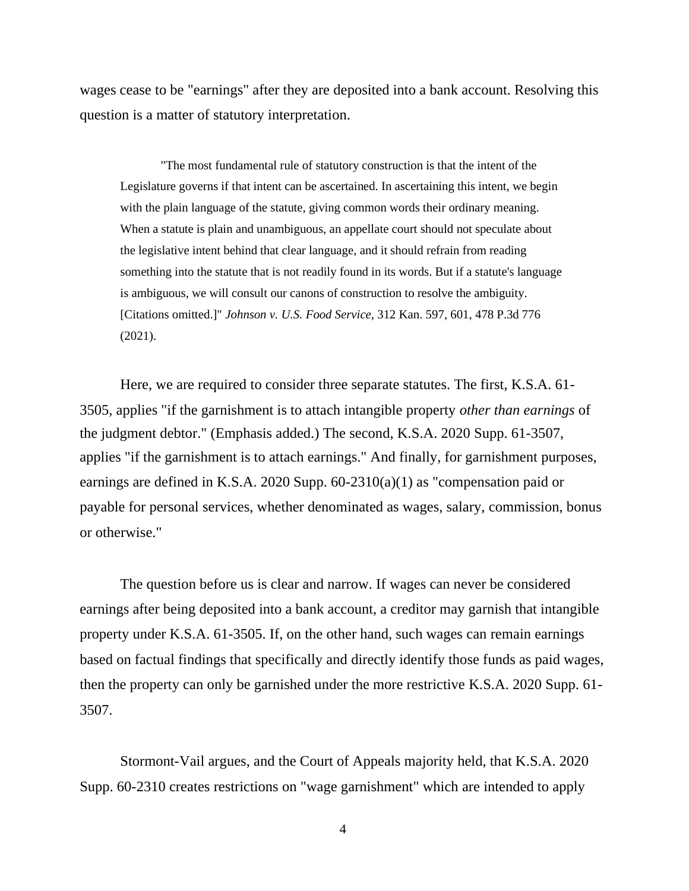wages cease to be "earnings" after they are deposited into a bank account. Resolving this question is a matter of statutory interpretation.

> "The most fundamental rule of statutory construction is that the intent of the Legislature governs if that intent can be ascertained. In ascertaining this intent, we begin with the plain language of the statute, giving common words their ordinary meaning. When a statute is plain and unambiguous, an appellate court should not speculate about the legislative intent behind that clear language, and it should refrain from reading something into the statute that is not readily found in its words. But if a statute's language is ambiguous, we will consult our canons of construction to resolve the ambiguity. [Citations omitted.]" *Johnson v. U.S. Food Service*, 312 Kan. 597, 601, 478 P.3d 776 (2021).

Here, we are required to consider three separate statutes. The first, K.S.A. 61-3505, applies "if the garnishment is to attach intangible property *other than earnings* of the judgment debtor." (Emphasis added.) The second, K.S.A. 2020 Supp. 61-3507, applies "if the garnishment is to attach earnings." And finally, for garnishment purposes, earnings are defined in K.S.A. 2020 Supp. 60-2310(a)(1) as "compensation paid or payable for personal services, whether denominated as wages, salary, commission, bonus or otherwise."

The question before us is clear and narrow. If wages can never be considered earnings after being deposited into a bank account, a creditor may garnish that intangible property under K.S.A. 61-3505. If, on the other hand, such wages can remain earnings based on factual findings that specifically and directly identify those funds as paid wages, then the property can only be garnished under the more restrictive K.S.A. 2020 Supp. 61-3507.

Stormont-Vail argues, and the Court of Appeals majority held, that K.S.A. 2020 Supp. 60-2310 creates restrictions on "wage garnishment" which are intended to apply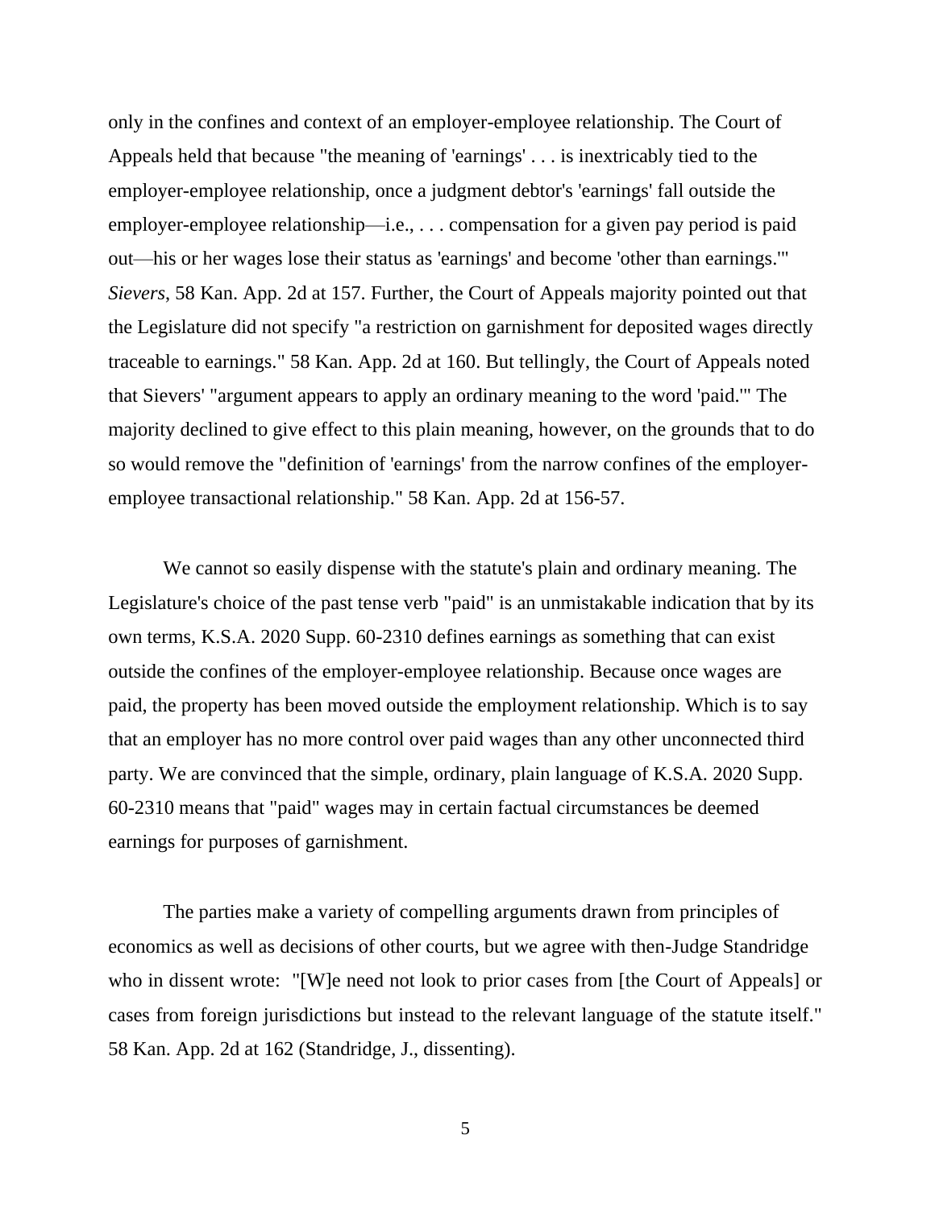only in the confines and context of an employer-employee relationship. The Court of Appeals held that because "the meaning of 'earnings' . . . is inextricably tied to the employer-employee relationship, once a judgment debtor's 'earnings' fall outside the employer-employee relationship—i.e., . . . compensation for a given pay period is paid out—his or her wages lose their status as 'earnings' and become 'other than earnings.'" *Sievers*, 58 Kan. App. 2d at 157. Further, the Court of Appeals majority pointed out that the Legislature did not specify "a restriction on garnishment for deposited wages directly traceable to earnings." 58 Kan. App. 2d at 160. But tellingly, the Court of Appeals noted that Sievers' "argument appears to apply an ordinary meaning to the word 'paid.'" The majority declined to give effect to this plain meaning, however, on the grounds that to do so would remove the "definition of 'earnings' from the narrow confines of the employer-employee transactional relationship." 58 Kan. App. 2d at 156-57.

We cannot so easily dispense with the statute's plain and ordinary meaning. The Legislature's choice of the past tense verb "paid" is an unmistakable indication that by its own terms, K.S.A. 2020 Supp. 60-2310 defines earnings as something that can exist outside the confines of the employer-employee relationship. Because once wages are paid, the property has been moved outside the employment relationship. Which is to say that an employer has no more control over paid wages than any other unconnected third party. We are convinced that the simple, ordinary, plain language of K.S.A. 2020 Supp. 60-2310 means that "paid" wages may in certain factual circumstances be deemed earnings for purposes of garnishment.

The parties make a variety of compelling arguments drawn from principles of economics as well as decisions of other courts, but we agree with then-Judge Standridge who in dissent wrote: "[W]e need not look to prior cases from [the Court of Appeals] or cases from foreign jurisdictions but instead to the relevant language of the statute itself." 58 Kan. App. 2d at 162 (Standridge, J., dissenting).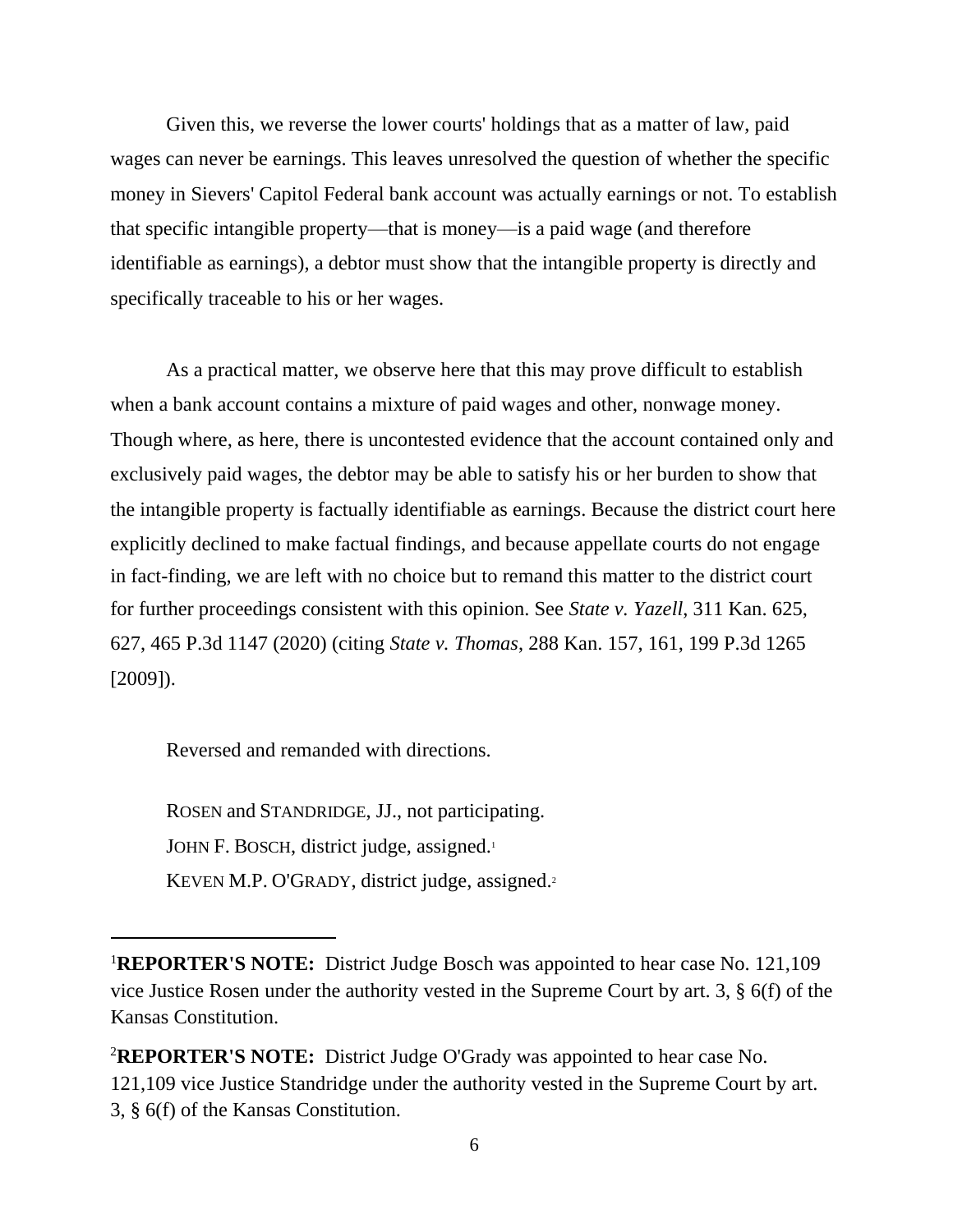Given this, we reverse the lower courts' holdings that as a matter of law, paid wages can never be earnings. This leaves unresolved the question of whether the specific money in Sievers' Capitol Federal bank account was actually earnings or not. To establish that specific intangible property—that is money—is a paid wage (and therefore identifiable as earnings), a debtor must show that the intangible property is directly and specifically traceable to his or her wages.

As a practical matter, we observe here that this may prove difficult to establish when a bank account contains a mixture of paid wages and other, nonwage money. Though where, as here, there is uncontested evidence that the account contained only and exclusively paid wages, the debtor may be able to satisfy his or her burden to show that the intangible property is factually identifiable as earnings. Because the district court here explicitly declined to make factual findings, and because appellate courts do not engage in fact-finding, we are left with no choice but to remand this matter to the district court for further proceedings consistent with this opinion. See *State v. Yazell*, 311 Kan. 625, 627, 465 P.3d 1147 (2020) (citing *State v. Thomas*, 288 Kan. 157, 161, 199 P.3d 1265 [2009]).

Reversed and remanded with directions.

ROSEN and STANDRIDGE, JJ., not participating.

JOHN F. BOSCH, district judge, assigned.[1]

KEVEN M.P. O'GRADY, district judge, assigned.[2]

---

[1]**REPORTER'S NOTE:** District Judge Bosch was appointed to hear case No. 121,109 vice Justice Rosen under the authority vested in the Supreme Court by art. 3, § 6(f) of the Kansas Constitution.

[2]**REPORTER'S NOTE:** District Judge O'Grady was appointed to hear case No. 121,109 vice Justice Standridge under the authority vested in the Supreme Court by art. 3, § 6(f) of the Kansas Constitution.